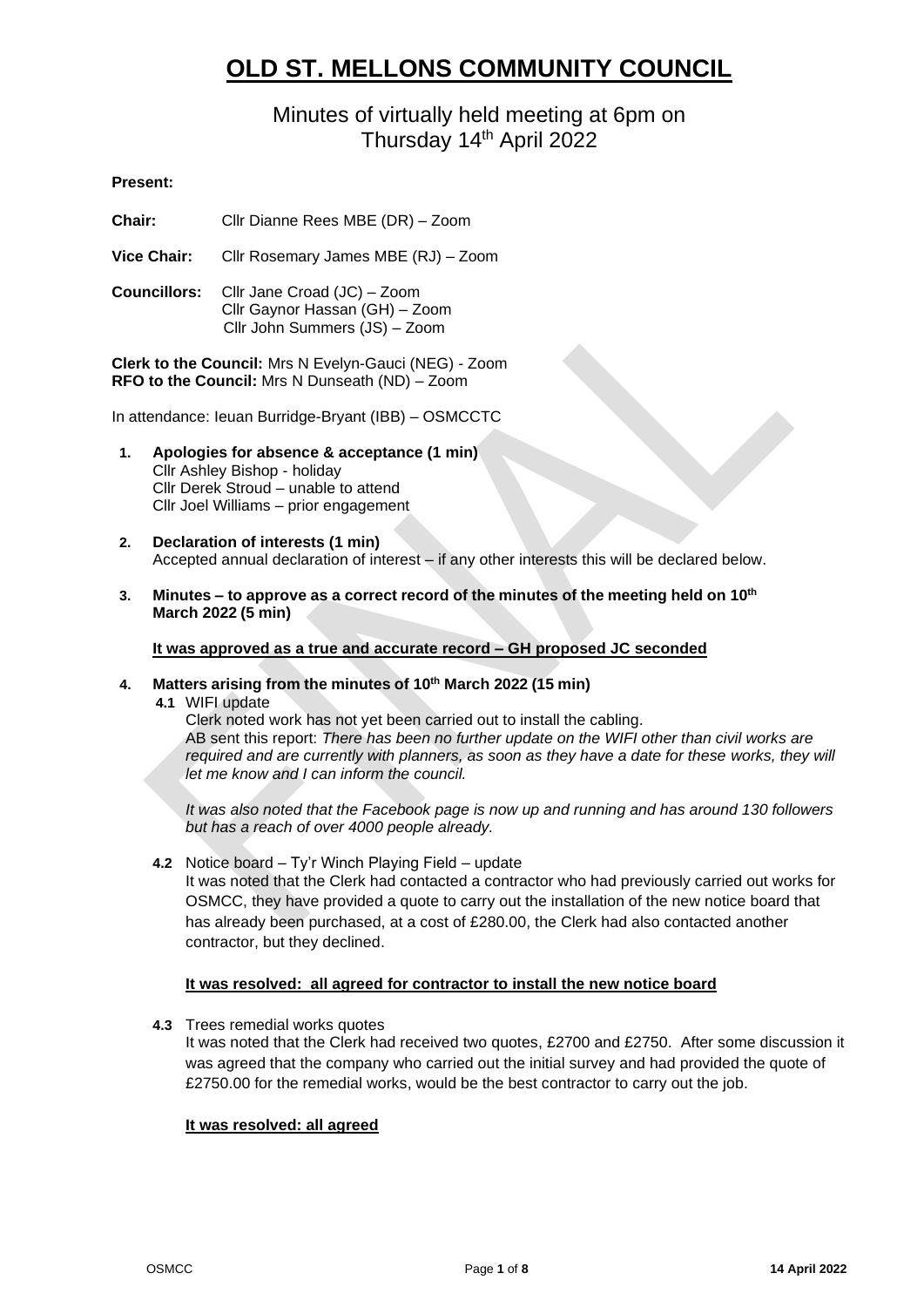# OLD ST. MELLONS COMMUNITY COUNCIL

## Minutes of virtually held meeting at 6pm on Thursday 14th April 2022

**Present:**

**Chair:** Cllr Dianne Rees MBE (DR) – Zoom

**Vice Chair:** Cllr Rosemary James MBE (RJ) – Zoom

**Councillors:** Cllr Jane Croad (JC) – Zoom
Cllr Gaynor Hassan (GH) – Zoom
Cllr John Summers (JS) – Zoom

**Clerk to the Council:** Mrs N Evelyn-Gauci (NEG) - Zoom
**RFO to the Council:** Mrs N Dunseath (ND) – Zoom

In attendance: Ieuan Burridge-Bryant (IBB) – OSMCCTC

1. **Apologies for absence & acceptance (1 min)**
   Cllr Ashley Bishop - holiday
   Cllr Derek Stroud – unable to attend
   Cllr Joel Williams – prior engagement

2. **Declaration of interests (1 min)**
   Accepted annual declaration of interest – if any other interests this will be declared below.

3. **Minutes – to approve as a correct record of the minutes of the meeting held on 10th March 2022 (5 min)**

   **It was approved as a true and accurate record – GH proposed JC seconded**

4. **Matters arising from the minutes of 10th March 2022 (15 min)**

   **4.1** WIFI update
   Clerk noted work has not yet been carried out to install the cabling.
   AB sent this report: *There has been no further update on the WIFI other than civil works are required and are currently with planners, as soon as they have a date for these works, they will let me know and I can inform the council.*

   *It was also noted that the Facebook page is now up and running and has around 130 followers but has a reach of over 4000 people already.*

   **4.2** Notice board – Ty'r Winch Playing Field – update
   It was noted that the Clerk had contacted a contractor who had previously carried out works for OSMCC, they have provided a quote to carry out the installation of the new notice board that has already been purchased, at a cost of £280.00, the Clerk had also contacted another contractor, but they declined.

   **It was resolved: all agreed for contractor to install the new notice board**

   **4.3** Trees remedial works quotes
   It was noted that the Clerk had received two quotes, £2700 and £2750. After some discussion it was agreed that the company who carried out the initial survey and had provided the quote of £2750.00 for the remedial works, would be the best contractor to carry out the job.

   **It was resolved: all agreed**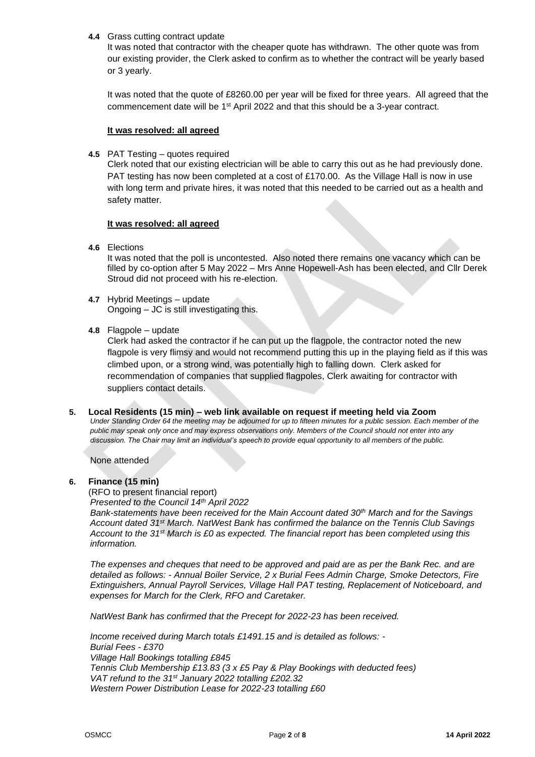**4.4** Grass cutting contract update

It was noted that contractor with the cheaper quote has withdrawn. The other quote was from our existing provider, the Clerk asked to confirm as to whether the contract will be yearly based or 3 yearly.

It was noted that the quote of £8260.00 per year will be fixed for three years. All agreed that the commencement date will be 1st April 2022 and that this should be a 3-year contract.

**It was resolved: all agreed**

**4.5** PAT Testing – quotes required

Clerk noted that our existing electrician will be able to carry this out as he had previously done. PAT testing has now been completed at a cost of £170.00. As the Village Hall is now in use with long term and private hires, it was noted that this needed to be carried out as a health and safety matter.

**It was resolved: all agreed**

**4.6** Elections

It was noted that the poll is uncontested. Also noted there remains one vacancy which can be filled by co-option after 5 May 2022 – Mrs Anne Hopewell-Ash has been elected, and Cllr Derek Stroud did not proceed with his re-election.

**4.7** Hybrid Meetings – update

Ongoing – JC is still investigating this.

**4.8** Flagpole – update

Clerk had asked the contractor if he can put up the flagpole, the contractor noted the new flagpole is very flimsy and would not recommend putting this up in the playing field as if this was climbed upon, or a strong wind, was potentially high to falling down. Clerk asked for recommendation of companies that supplied flagpoles, Clerk awaiting for contractor with suppliers contact details.

## 5. Local Residents (15 min) – web link available on request if meeting held via Zoom

*Under Standing Order 64 the meeting may be adjourned for up to fifteen minutes for a public session. Each member of the public may speak only once and may express observations only. Members of the Council should not enter into any discussion. The Chair may limit an individual's speech to provide equal opportunity to all members of the public.*

None attended

## 6. Finance (15 min)

(RFO to present financial report)

*Presented to the Council 14th April 2022*

*Bank-statements have been received for the Main Account dated 30th March and for the Savings Account dated 31st March. NatWest Bank has confirmed the balance on the Tennis Club Savings Account to the 31st March is £0 as expected. The financial report has been completed using this information.*

*The expenses and cheques that need to be approved and paid are as per the Bank Rec. and are detailed as follows: - Annual Boiler Service, 2 x Burial Fees Admin Charge, Smoke Detectors, Fire Extinguishers, Annual Payroll Services, Village Hall PAT testing, Replacement of Noticeboard, and expenses for March for the Clerk, RFO and Caretaker.*

*NatWest Bank has confirmed that the Precept for 2022-23 has been received.*

*Income received during March totals £1491.15 and is detailed as follows: -*
*Burial Fees - £370*
*Village Hall Bookings totalling £845*
*Tennis Club Membership £13.83 (3 x £5 Pay & Play Bookings with deducted fees)*
*VAT refund to the 31st January 2022 totalling £202.32*
*Western Power Distribution Lease for 2022-23 totalling £60*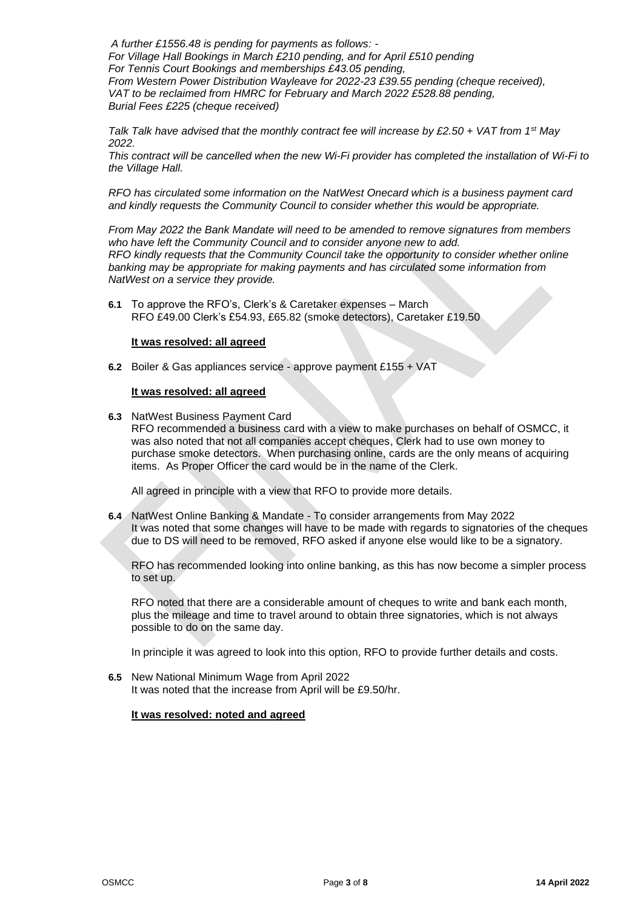*A further £1556.48 is pending for payments as follows: -*
*For Village Hall Bookings in March £210 pending, and for April £510 pending*
*For Tennis Court Bookings and memberships £43.05 pending,*
*From Western Power Distribution Wayleave for 2022-23 £39.55 pending (cheque received),*
*VAT to be reclaimed from HMRC for February and March 2022 £528.88 pending,*
*Burial Fees £225 (cheque received)*

*Talk Talk have advised that the monthly contract fee will increase by £2.50 + VAT from 1st May 2022.*
*This contract will be cancelled when the new Wi-Fi provider has completed the installation of Wi-Fi to the Village Hall.*

*RFO has circulated some information on the NatWest Onecard which is a business payment card and kindly requests the Community Council to consider whether this would be appropriate.*

*From May 2022 the Bank Mandate will need to be amended to remove signatures from members who have left the Community Council and to consider anyone new to add.*
*RFO kindly requests that the Community Council take the opportunity to consider whether online banking may be appropriate for making payments and has circulated some information from NatWest on a service they provide.*

**6.1** To approve the RFO's, Clerk's & Caretaker expenses – March
RFO £49.00 Clerk's £54.93, £65.82 (smoke detectors), Caretaker £19.50

**It was resolved: all agreed**

**6.2** Boiler & Gas appliances service - approve payment £155 + VAT

**It was resolved: all agreed**

**6.3** NatWest Business Payment Card
RFO recommended a business card with a view to make purchases on behalf of OSMCC, it was also noted that not all companies accept cheques, Clerk had to use own money to purchase smoke detectors. When purchasing online, cards are the only means of acquiring items. As Proper Officer the card would be in the name of the Clerk.

All agreed in principle with a view that RFO to provide more details.

**6.4** NatWest Online Banking & Mandate - To consider arrangements from May 2022
It was noted that some changes will have to be made with regards to signatories of the cheques due to DS will need to be removed, RFO asked if anyone else would like to be a signatory.

RFO has recommended looking into online banking, as this has now become a simpler process to set up.

RFO noted that there are a considerable amount of cheques to write and bank each month, plus the mileage and time to travel around to obtain three signatories, which is not always possible to do on the same day.

In principle it was agreed to look into this option, RFO to provide further details and costs.

**6.5** New National Minimum Wage from April 2022
It was noted that the increase from April will be £9.50/hr.

**It was resolved: noted and agreed**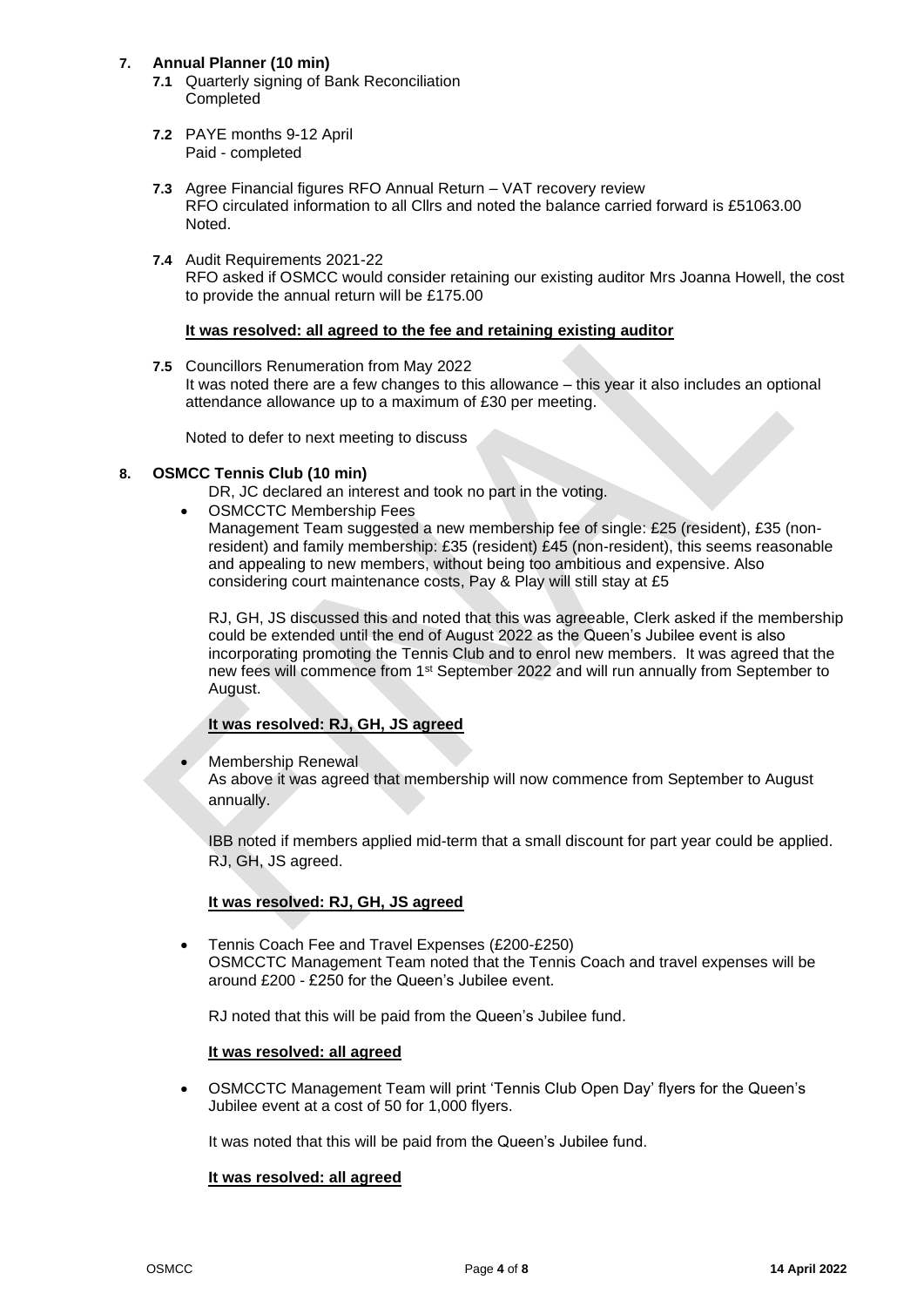## 7. Annual Planner (10 min)

**7.1** Quarterly signing of Bank Reconciliation
Completed

**7.2** PAYE months 9-12 April
Paid - completed

**7.3** Agree Financial figures RFO Annual Return – VAT recovery review
RFO circulated information to all Cllrs and noted the balance carried forward is £51063.00
Noted.

**7.4** Audit Requirements 2021-22
RFO asked if OSMCC would consider retaining our existing auditor Mrs Joanna Howell, the cost to provide the annual return will be £175.00

**It was resolved: all agreed to the fee and retaining existing auditor**

**7.5** Councillors Renumeration from May 2022
It was noted there are a few changes to this allowance – this year it also includes an optional attendance allowance up to a maximum of £30 per meeting.

Noted to defer to next meeting to discuss

## 8. OSMCC Tennis Club (10 min)

DR, JC declared an interest and took no part in the voting.

- OSMCCTC Membership Fees
  Management Team suggested a new membership fee of single: £25 (resident), £35 (non-resident) and family membership: £35 (resident) £45 (non-resident), this seems reasonable and appealing to new members, without being too ambitious and expensive. Also considering court maintenance costs, Pay & Play will still stay at £5

  RJ, GH, JS discussed this and noted that this was agreeable, Clerk asked if the membership could be extended until the end of August 2022 as the Queen's Jubilee event is also incorporating promoting the Tennis Club and to enrol new members. It was agreed that the new fees will commence from 1st September 2022 and will run annually from September to August.

  **It was resolved: RJ, GH, JS agreed**

- Membership Renewal
  As above it was agreed that membership will now commence from September to August annually.

  IBB noted if members applied mid-term that a small discount for part year could be applied. RJ, GH, JS agreed.

  **It was resolved: RJ, GH, JS agreed**

- Tennis Coach Fee and Travel Expenses (£200-£250)
  OSMCCTC Management Team noted that the Tennis Coach and travel expenses will be around £200 - £250 for the Queen's Jubilee event.

  RJ noted that this will be paid from the Queen's Jubilee fund.

  **It was resolved: all agreed**

- OSMCCTC Management Team will print 'Tennis Club Open Day' flyers for the Queen's Jubilee event at a cost of 50 for 1,000 flyers.

  It was noted that this will be paid from the Queen's Jubilee fund.

  **It was resolved: all agreed**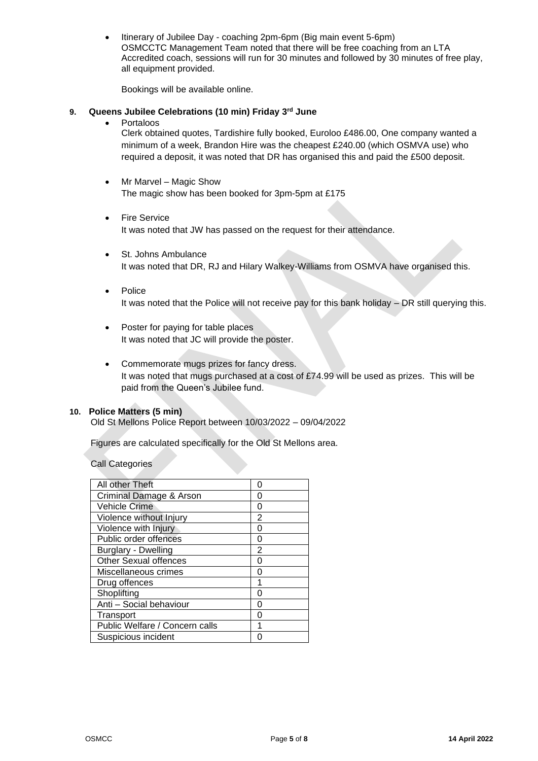- Itinerary of Jubilee Day - coaching 2pm-6pm (Big main event 5-6pm)
  OSMCCTC Management Team noted that there will be free coaching from an LTA Accredited coach, sessions will run for 30 minutes and followed by 30 minutes of free play, all equipment provided.

  Bookings will be available online.

## 9. Queens Jubilee Celebrations (10 min) Friday 3rd June

- Portaloos
  Clerk obtained quotes, Tardishire fully booked, Euroloo £486.00, One company wanted a minimum of a week, Brandon Hire was the cheapest £240.00 (which OSMVA use) who required a deposit, it was noted that DR has organised this and paid the £500 deposit.

- Mr Marvel – Magic Show
  The magic show has been booked for 3pm-5pm at £175

- Fire Service
  It was noted that JW has passed on the request for their attendance.

- St. Johns Ambulance
  It was noted that DR, RJ and Hilary Walkey-Williams from OSMVA have organised this.

- Police
  It was noted that the Police will not receive pay for this bank holiday – DR still querying this.

- Poster for paying for table places
  It was noted that JC will provide the poster.

- Commemorate mugs prizes for fancy dress.
  It was noted that mugs purchased at a cost of £74.99 will be used as prizes. This will be paid from the Queen's Jubilee fund.

## 10. Police Matters (5 min)

Old St Mellons Police Report between 10/03/2022 – 09/04/2022

Figures are calculated specifically for the Old St Mellons area.

Call Categories

| Call Category | Count |
|---|---|
| All other Theft | 0 |
| Criminal Damage & Arson | 0 |
| Vehicle Crime | 0 |
| Violence without Injury | 2 |
| Violence with Injury | 0 |
| Public order offences | 0 |
| Burglary - Dwelling | 2 |
| Other Sexual offences | 0 |
| Miscellaneous crimes | 0 |
| Drug offences | 1 |
| Shoplifting | 0 |
| Anti – Social behaviour | 0 |
| Transport | 0 |
| Public Welfare / Concern calls | 1 |
| Suspicious incident | 0 |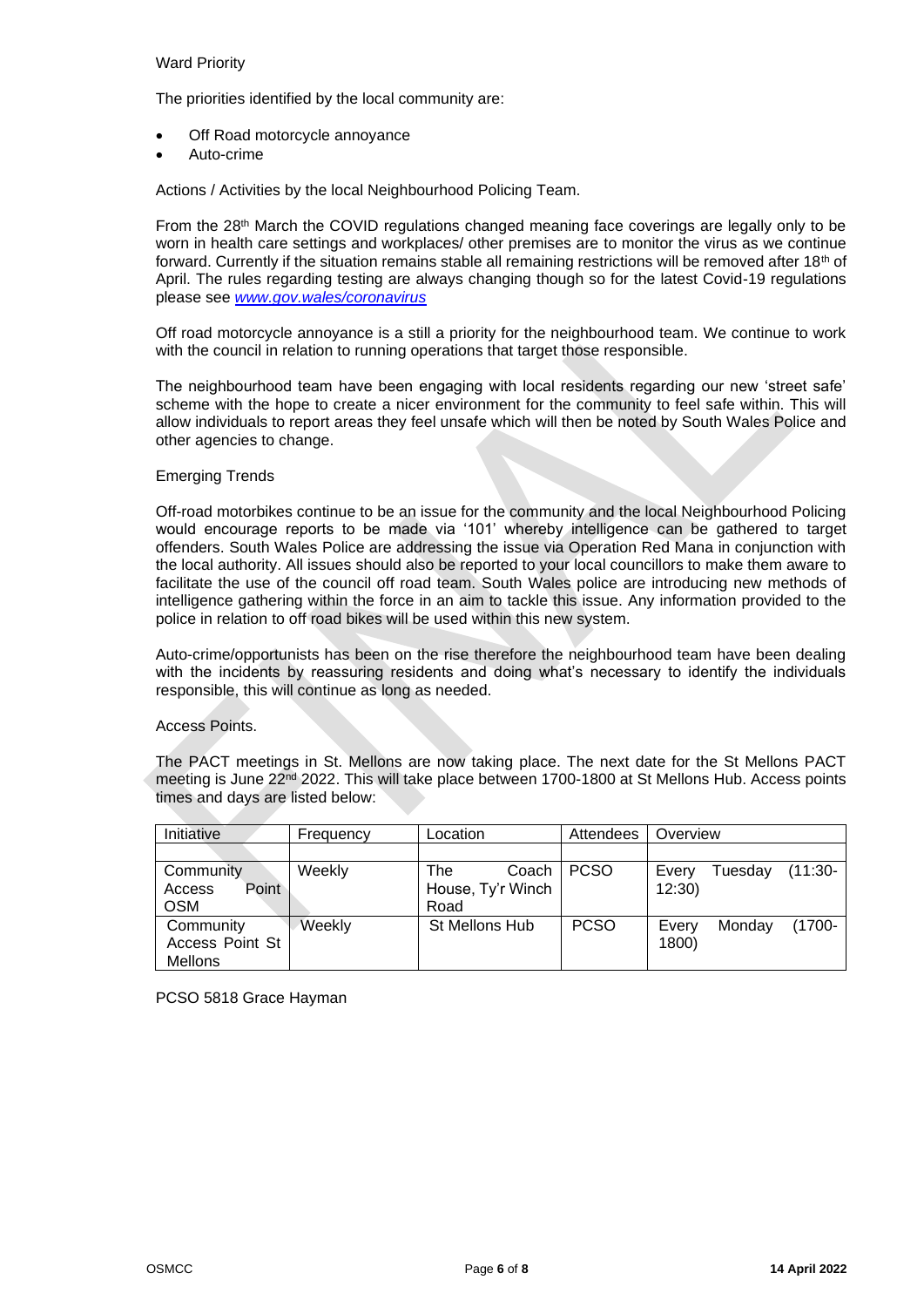Ward Priority

The priorities identified by the local community are:

- Off Road motorcycle annoyance
- Auto-crime

Actions / Activities by the local Neighbourhood Policing Team.

From the 28th March the COVID regulations changed meaning face coverings are legally only to be worn in health care settings and workplaces/ other premises are to monitor the virus as we continue forward. Currently if the situation remains stable all remaining restrictions will be removed after 18th of April. The rules regarding testing are always changing though so for the latest Covid-19 regulations please see *www.gov.wales/coronavirus*

Off road motorcycle annoyance is a still a priority for the neighbourhood team. We continue to work with the council in relation to running operations that target those responsible.

The neighbourhood team have been engaging with local residents regarding our new 'street safe' scheme with the hope to create a nicer environment for the community to feel safe within. This will allow individuals to report areas they feel unsafe which will then be noted by South Wales Police and other agencies to change.

Emerging Trends

Off-road motorbikes continue to be an issue for the community and the local Neighbourhood Policing would encourage reports to be made via '101' whereby intelligence can be gathered to target offenders. South Wales Police are addressing the issue via Operation Red Mana in conjunction with the local authority. All issues should also be reported to your local councillors to make them aware to facilitate the use of the council off road team. South Wales police are introducing new methods of intelligence gathering within the force in an aim to tackle this issue. Any information provided to the police in relation to off road bikes will be used within this new system.

Auto-crime/opportunists has been on the rise therefore the neighbourhood team have been dealing with the incidents by reassuring residents and doing what's necessary to identify the individuals responsible, this will continue as long as needed.

Access Points.

The PACT meetings in St. Mellons are now taking place. The next date for the St Mellons PACT meeting is June 22nd 2022. This will take place between 1700-1800 at St Mellons Hub. Access points times and days are listed below:

| Initiative | Frequency | Location | Attendees | Overview |
|---|---|---|---|---|
| | | | | |
| Community Access Point OSM | Weekly | The Coach House, Ty'r Winch Road | PCSO | Every Tuesday (11:30-12:30) |
| Community Access Point St Mellons | Weekly | St Mellons Hub | PCSO | Every Monday (1700-1800) |

PCSO 5818 Grace Hayman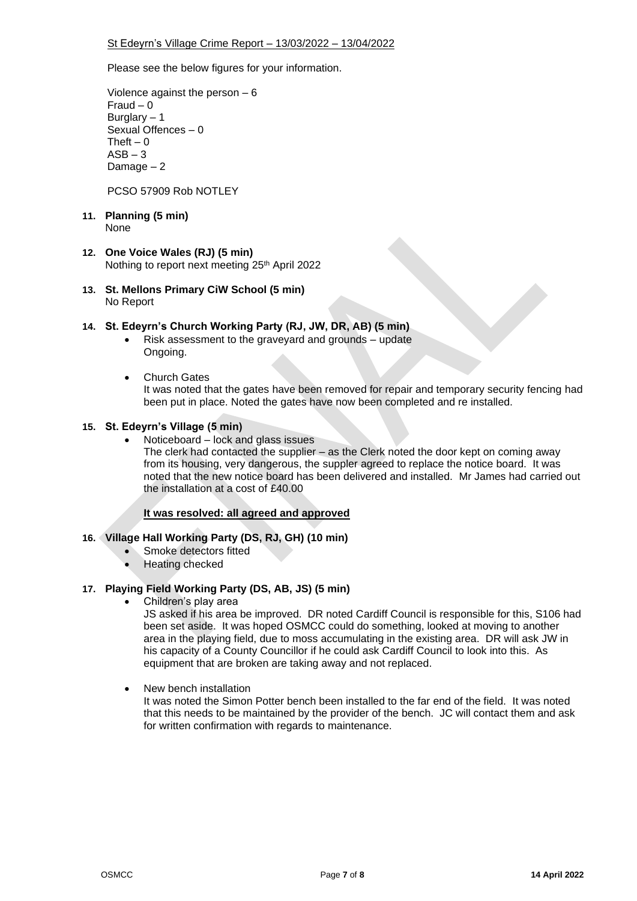St Edeyrn's Village Crime Report – 13/03/2022 – 13/04/2022

Please see the below figures for your information.

Violence against the person – 6
Fraud – 0
Burglary – 1
Sexual Offences – 0
Theft – 0
ASB – 3
Damage – 2

PCSO 57909 Rob NOTLEY

**11. Planning (5 min)**
None

**12. One Voice Wales (RJ) (5 min)**
Nothing to report next meeting 25th April 2022

**13. St. Mellons Primary CiW School (5 min)**
No Report

**14. St. Edeyrn's Church Working Party (RJ, JW, DR, AB) (5 min)**

- Risk assessment to the graveyard and grounds – update
  Ongoing.

- Church Gates
  It was noted that the gates have been removed for repair and temporary security fencing had been put in place. Noted the gates have now been completed and re installed.

**15. St. Edeyrn's Village (5 min)**

- Noticeboard – lock and glass issues
  The clerk had contacted the supplier – as the Clerk noted the door kept on coming away from its housing, very dangerous, the suppler agreed to replace the notice board. It was noted that the new notice board has been delivered and installed. Mr James had carried out the installation at a cost of £40.00

  **It was resolved: all agreed and approved**

**16. Village Hall Working Party (DS, RJ, GH) (10 min)**

- Smoke detectors fitted
- Heating checked

**17. Playing Field Working Party (DS, AB, JS) (5 min)**

- Children's play area
  JS asked if his area be improved. DR noted Cardiff Council is responsible for this, S106 had been set aside. It was hoped OSMCC could do something, looked at moving to another area in the playing field, due to moss accumulating in the existing area. DR will ask JW in his capacity of a County Councillor if he could ask Cardiff Council to look into this. As equipment that are broken are taking away and not replaced.

- New bench installation
  It was noted the Simon Potter bench been installed to the far end of the field. It was noted that this needs to be maintained by the provider of the bench. JC will contact them and ask for written confirmation with regards to maintenance.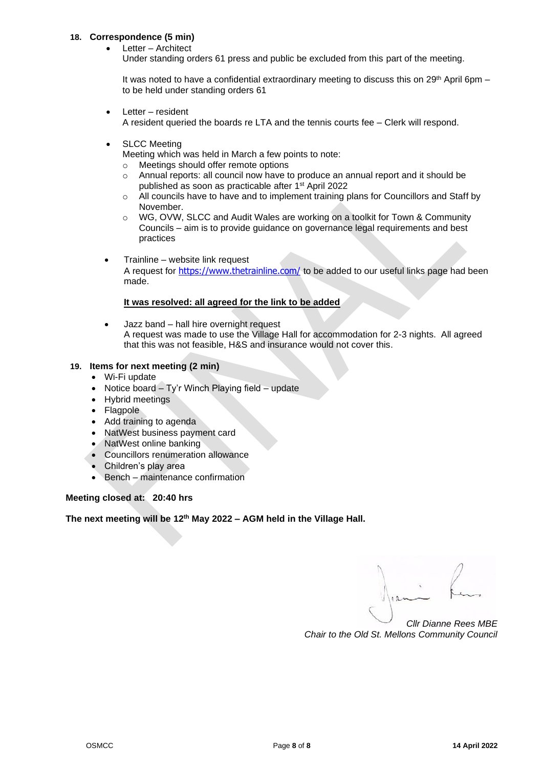**18. Correspondence (5 min)**

- Letter – Architect
  Under standing orders 61 press and public be excluded from this part of the meeting.

  It was noted to have a confidential extraordinary meeting to discuss this on 29th April 6pm – to be held under standing orders 61

- Letter – resident
  A resident queried the boards re LTA and the tennis courts fee – Clerk will respond.

- SLCC Meeting
  Meeting which was held in March a few points to note:
  - Meetings should offer remote options
  - Annual reports: all council now have to produce an annual report and it should be published as soon as practicable after 1st April 2022
  - All councils have to have and to implement training plans for Councillors and Staff by November.
  - WG, OVW, SLCC and Audit Wales are working on a toolkit for Town & Community Councils – aim is to provide guidance on governance legal requirements and best practices

- Trainline – website link request
  A request for https://www.thetrainline.com/ to be added to our useful links page had been made.

  **It was resolved: all agreed for the link to be added**

- Jazz band – hall hire overnight request
  A request was made to use the Village Hall for accommodation for 2-3 nights. All agreed that this was not feasible, H&S and insurance would not cover this.

**19. Items for next meeting (2 min)**

- Wi-Fi update
- Notice board – Ty'r Winch Playing field – update
- Hybrid meetings
- Flagpole
- Add training to agenda
- NatWest business payment card
- NatWest online banking
- Councillors renumeration allowance
- Children's play area
- Bench – maintenance confirmation

**Meeting closed at: 20:40 hrs**

**The next meeting will be 12th May 2022 – AGM held in the Village Hall.**

*Cllr Dianne Rees MBE*
*Chair to the Old St. Mellons Community Council*